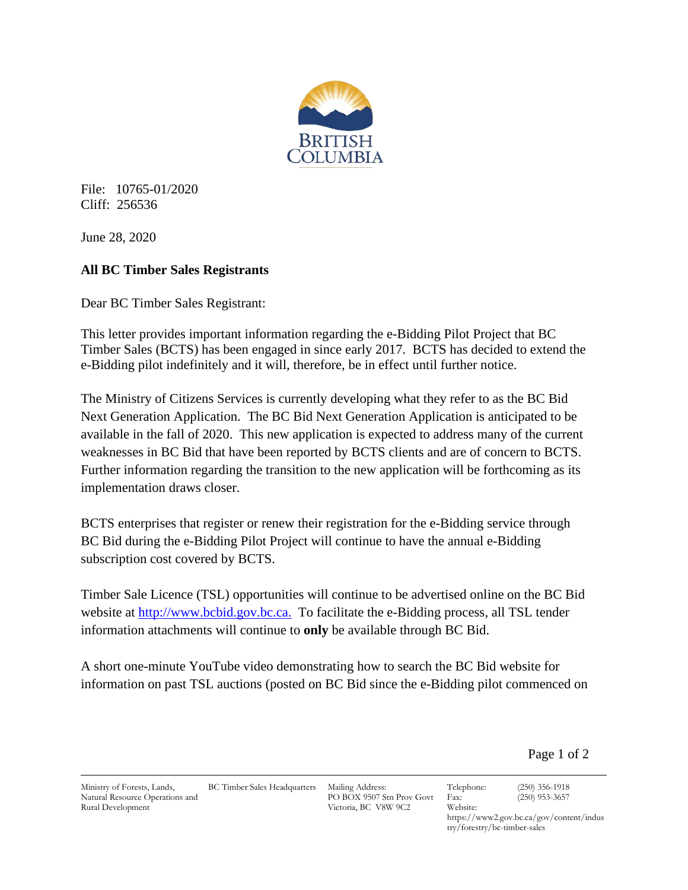File: 10765-01/2020
Cliff: 256536

June 28, 2020

**All BC Timber Sales Registrants**

Dear BC Timber Sales Registrant:

This letter provides important information regarding the e-Bidding Pilot Project that BC Timber Sales (BCTS) has been engaged in since early 2017. BCTS has decided to extend the e-Bidding pilot indefinitely and it will, therefore, be in effect until further notice.

The Ministry of Citizens Services is currently developing what they refer to as the BC Bid Next Generation Application. The BC Bid Next Generation Application is anticipated to be available in the fall of 2020. This new application is expected to address many of the current weaknesses in BC Bid that have been reported by BCTS clients and are of concern to BCTS. Further information regarding the transition to the new application will be forthcoming as its implementation draws closer.

BCTS enterprises that register or renew their registration for the e-Bidding service through BC Bid during the e-Bidding Pilot Project will continue to have the annual e-Bidding subscription cost covered by BCTS.

Timber Sale Licence (TSL) opportunities will continue to be advertised online on the BC Bid website at [http://www.bcbid.gov.bc.ca.](http://www.bcbid.gov.bc.ca) To facilitate the e-Bidding process, all TSL tender information attachments will continue to **only** be available through BC Bid.

A short one-minute YouTube video demonstrating how to search the BC Bid website for information on past TSL auctions (posted on BC Bid since the e-Bidding pilot commenced on

Ministry of Forests, Lands, Natural Resource Operations and Rural Development | BC Timber Sales Headquarters | Mailing Address: PO BOX 9507 Stn Prov Govt Victoria, BC V8W 9C2 | Telephone: (250) 356-1918 | Fax: (250) 953-3657 | Website: https://www2.gov.bc.ca/gov/content/industry/forestry/bc-timber-sales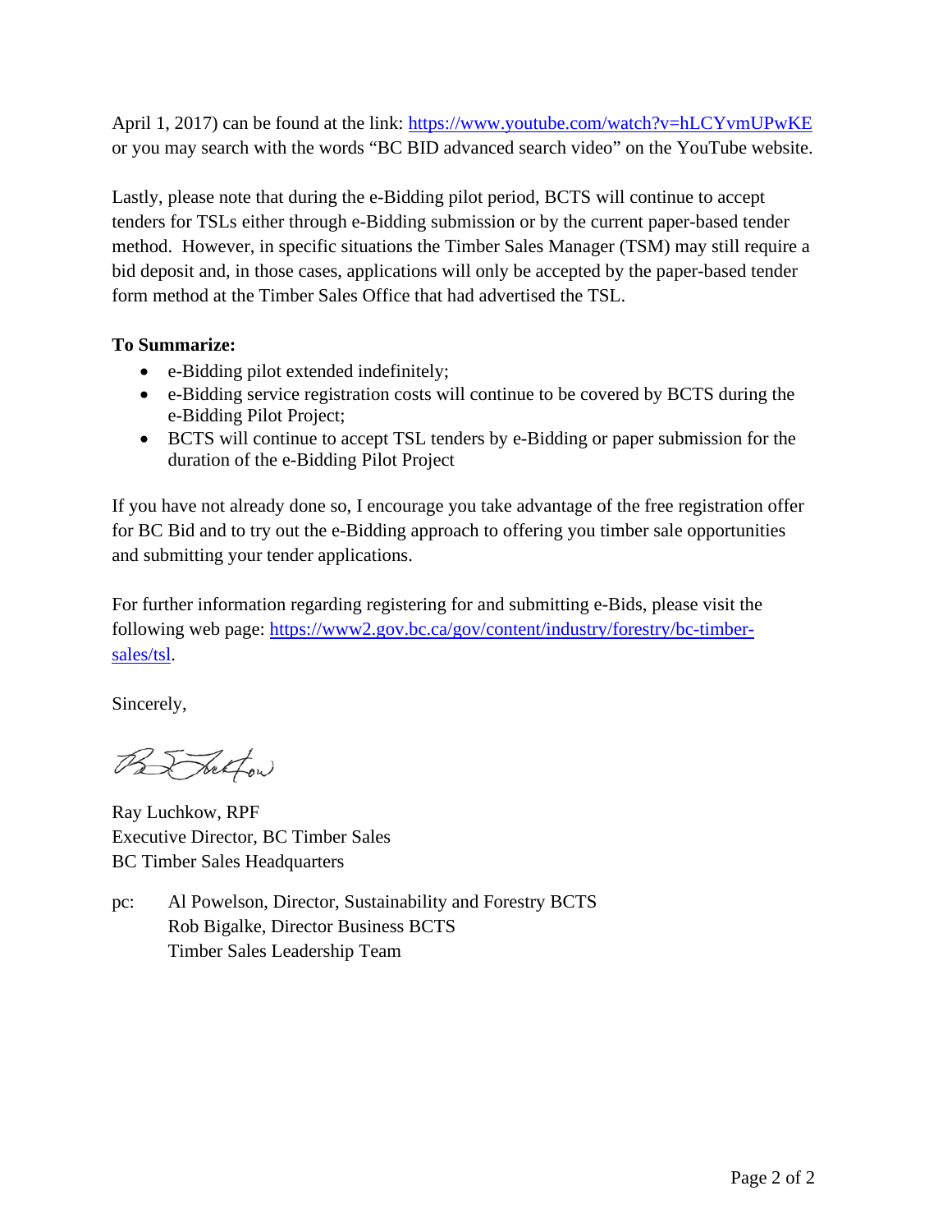April 1, 2017) can be found at the link: [https://www.youtube.com/watch?v=hLCYvmUPwKE](https://www.youtube.com/watch?v=hLCYvmUPwKE) or you may search with the words "BC BID advanced search video" on the YouTube website.

Lastly, please note that during the e-Bidding pilot period, BCTS will continue to accept tenders for TSLs either through e-Bidding submission or by the current paper-based tender method. However, in specific situations the Timber Sales Manager (TSM) may still require a bid deposit and, in those cases, applications will only be accepted by the paper-based tender form method at the Timber Sales Office that had advertised the TSL.

**To Summarize:**

- e-Bidding pilot extended indefinitely;
- e-Bidding service registration costs will continue to be covered by BCTS during the e-Bidding Pilot Project;
- BCTS will continue to accept TSL tenders by e-Bidding or paper submission for the duration of the e-Bidding Pilot Project

If you have not already done so, I encourage you take advantage of the free registration offer for BC Bid and to try out the e-Bidding approach to offering you timber sale opportunities and submitting your tender applications.

For further information regarding registering for and submitting e-Bids, please visit the following web page: [https://www2.gov.bc.ca/gov/content/industry/forestry/bc-timber-sales/tsl](https://www2.gov.bc.ca/gov/content/industry/forestry/bc-timber-sales/tsl).

Sincerely,

Ray Luchkow, RPF
Executive Director, BC Timber Sales
BC Timber Sales Headquarters

pc: Al Powelson, Director, Sustainability and Forestry BCTS
Rob Bigalke, Director Business BCTS
Timber Sales Leadership Team